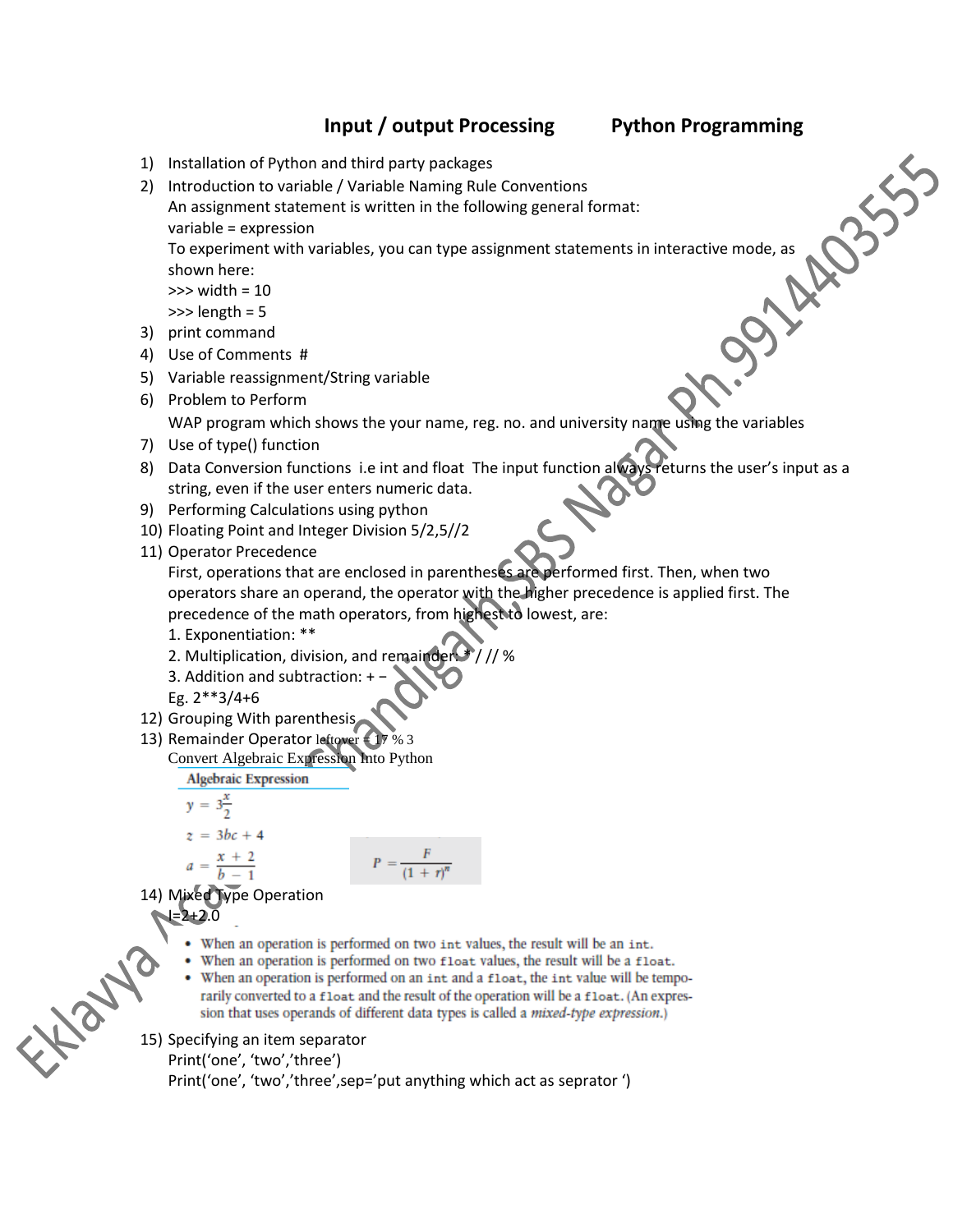# Input / output Processing Python Programming

1) Installation of Python and third party packages
2) Introduction to variable / Variable Naming Rule Conventions
   An assignment statement is written in the following general format:
   variable = expression
   To experiment with variables, you can type assignment statements in interactive mode, as shown here:
   ```
   >>> width = 10
   >>> length = 5
   ```
3) print command
4) Use of Comments #
5) Variable reassignment/String variable
6) Problem to Perform
   WAP program which shows the your name, reg. no. and university name using the variables
7) Use of type() function
8) Data Conversion functions i.e int and float The input function always returns the user's input as a string, even if the user enters numeric data.
9) Performing Calculations using python
10) Floating Point and Integer Division 5/2,5//2
11) Operator Precedence
    First, operations that are enclosed in parentheses are performed first. Then, when two operators share an operand, the operator with the higher precedence is applied first. The precedence of the math operators, from highest to lowest, are:
    1. Exponentiation: **
    2. Multiplication, division, and remainder: * / // %
    3. Addition and subtraction: + −
    Eg. 2**3/4+6
12) Grouping With parenthesis
13) Remainder Operator leftover = 17 % 3
    Convert Algebraic Expression Into Python

    **Algebraic Expression**

    $y = 3\frac{x}{2}$

    $z = 3bc + 4$

    $a = \frac{x + 2}{b - 1}$

    $P = \frac{F}{(1 + r)^n}$
14) Mixed Type Operation
    l=2+2.0
    - When an operation is performed on two `int` values, the result will be an `int`.
    - When an operation is performed on two `float` values, the result will be a `float`.
    - When an operation is performed on an `int` and a `float`, the `int` value will be temporarily converted to a `float` and the result of the operation will be a `float`. (An expression that uses operands of different data types is called a *mixed-type expression*.)
15) Specifying an item separator
    Print('one', 'two','three')
    Print('one', 'two','three',sep='put anything which act as seprator ')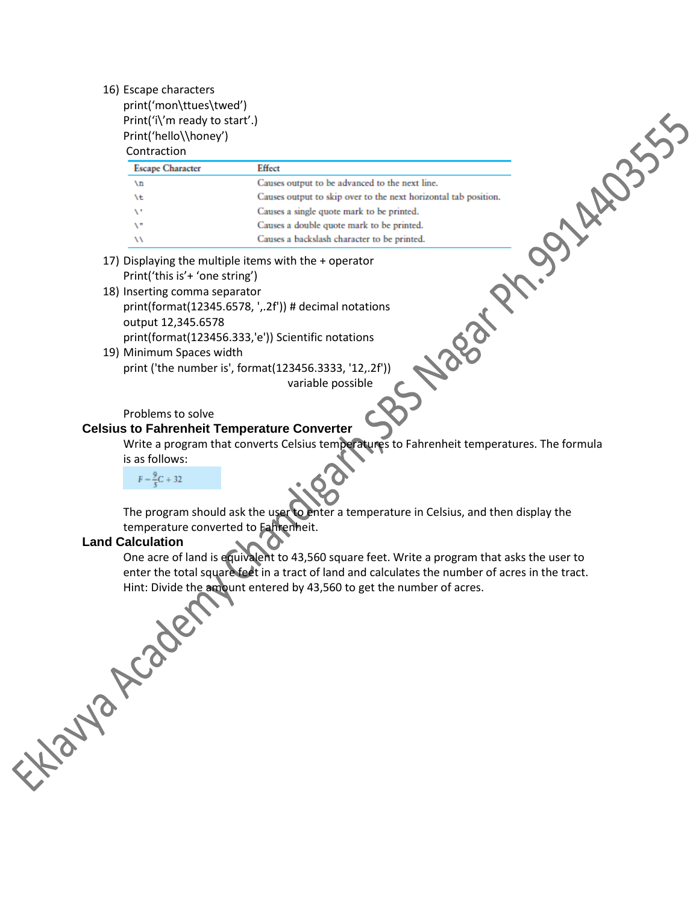16) Escape characters

print('mon\ttues\twed')
Print('i\'m ready to start'.)
Print('hello\\honey')

Contraction

| Escape Character | Effect |
|---|---|
| \n | Causes output to be advanced to the next line. |
| \t | Causes output to skip over to the next horizontal tab position. |
| \' | Causes a single quote mark to be printed. |
| \" | Causes a double quote mark to be printed. |
| \\ | Causes a backslash character to be printed. |

17) Displaying the multiple items with the + operator

Print('this is'+ 'one string')

18) Inserting comma separator

print(format(12345.6578, ',.2f')) # decimal notations
output 12,345.6578
print(format(123456.333,'e')) Scientific notations

19) Minimum Spaces width

print ('the number is', format(123456.3333, '12,.2f'))
variable possible

Problems to solve

**Celsius to Fahrenheit Temperature Converter**

Write a program that converts Celsius temperatures to Fahrenheit temperatures. The formula is as follows:

$$F = \frac{9}{5}C + 32$$

The program should ask the user to enter a temperature in Celsius, and then display the temperature converted to Fahrenheit.

**Land Calculation**

One acre of land is equivalent to 43,560 square feet. Write a program that asks the user to enter the total square feet in a tract of land and calculates the number of acres in the tract. Hint: Divide the amount entered by 43,560 to get the number of acres.